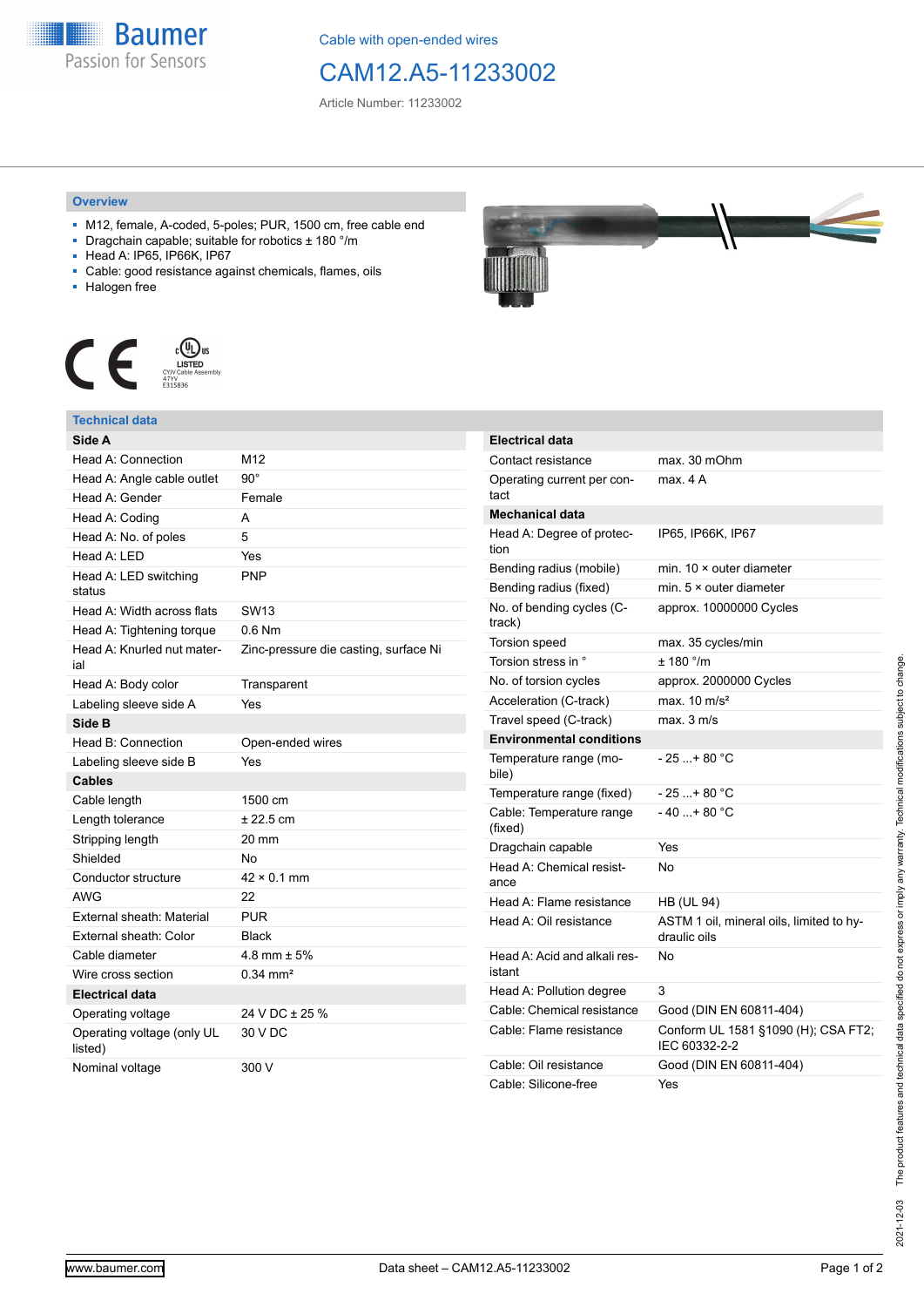Cable with open-ended wires

# CAM12.A5-11233002

Article Number: 11233002

## Overview

- M12, female, A-coded, 5-poles; PUR, 1500 cm, free cable end
- Dragchain capable; suitable for robotics ± 180 °/m
- Head A: IP65, IP66K, IP67
- Cable: good resistance against chemicals, flames, oils
- Halogen free

## Technical data

| Side A | |
|---|---|
| Head A: Connection | M12 |
| Head A: Angle cable outlet | 90° |
| Head A: Gender | Female |
| Head A: Coding | A |
| Head A: No. of poles | 5 |
| Head A: LED | Yes |
| Head A: LED switching status | PNP |
| Head A: Width across flats | SW13 |
| Head A: Tightening torque | 0.6 Nm |
| Head A: Knurled nut material | Zinc-pressure die casting, surface Ni |
| Head A: Body color | Transparent |
| Labeling sleeve side A | Yes |
| **Side B** | |
| Head B: Connection | Open-ended wires |
| Labeling sleeve side B | Yes |
| **Cables** | |
| Cable length | 1500 cm |
| Length tolerance | ± 22.5 cm |
| Stripping length | 20 mm |
| Shielded | No |
| Conductor structure | 42 × 0.1 mm |
| AWG | 22 |
| External sheath: Material | PUR |
| External sheath: Color | Black |
| Cable diameter | 4.8 mm ± 5% |
| Wire cross section | 0.34 mm² |
| **Electrical data** | |
| Operating voltage | 24 V DC ± 25 % |
| Operating voltage (only UL listed) | 30 V DC |
| Nominal voltage | 300 V |

| Electrical data | |
|---|---|
| Contact resistance | max. 30 mOhm |
| Operating current per contact | max. 4 A |
| **Mechanical data** | |
| Head A: Degree of protection | IP65, IP66K, IP67 |
| Bending radius (mobile) | min. 10 × outer diameter |
| Bending radius (fixed) | min. 5 × outer diameter |
| No. of bending cycles (C-track) | approx. 10000000 Cycles |
| Torsion speed | max. 35 cycles/min |
| Torsion stress in ° | ± 180 °/m |
| No. of torsion cycles | approx. 2000000 Cycles |
| Acceleration (C-track) | max. 10 m/s² |
| Travel speed (C-track) | max. 3 m/s |
| **Environmental conditions** | |
| Temperature range (mobile) | - 25 ...+ 80 °C |
| Temperature range (fixed) | - 25 ...+ 80 °C |
| Cable: Temperature range (fixed) | - 40 ...+ 80 °C |
| Dragchain capable | Yes |
| Head A: Chemical resistance | No |
| Head A: Flame resistance | HB (UL 94) |
| Head A: Oil resistance | ASTM 1 oil, mineral oils, limited to hydraulic oils |
| Head A: Acid and alkali resistant | No |
| Head A: Pollution degree | 3 |
| Cable: Chemical resistance | Good (DIN EN 60811-404) |
| Cable: Flame resistance | Conform UL 1581 §1090 (H); CSA FT2; IEC 60332-2-2 |
| Cable: Oil resistance | Good (DIN EN 60811-404) |
| Cable: Silicone-free | Yes |

The product features and technical data specified do not express or imply any warranty. Technical modifications subject to change.

2021-12-03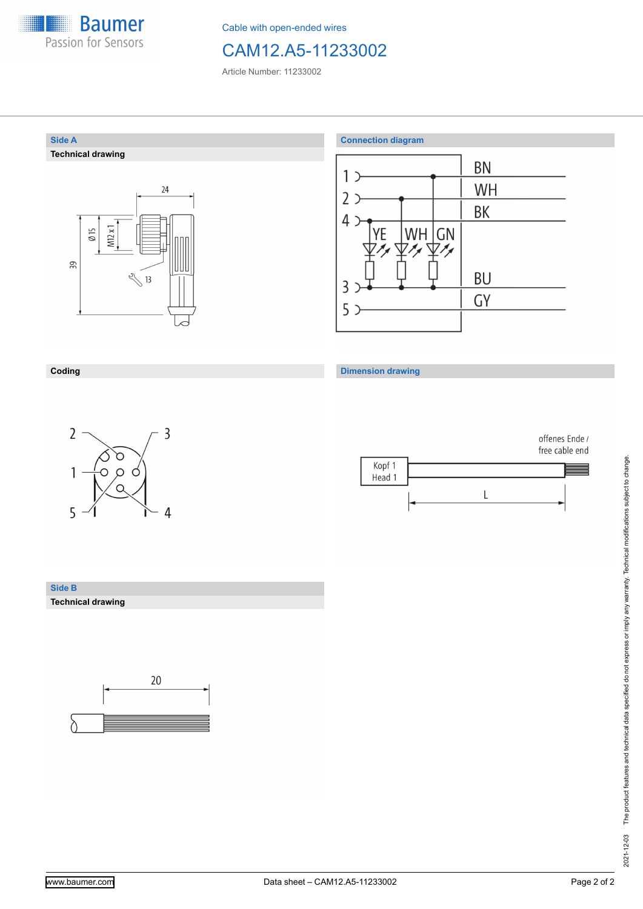Cable with open-ended wires

# CAM12.A5-11233002

Article Number: 11233002

## Side A

### Technical drawing

24

Ø 15

M12 x 1

39

13

## Connection diagram

1

2

4

3

5

BN

WH

BK

BU

GY

YE

WH

GN

### Coding

2

3

1

5

4

## Dimension drawing

Kopf 1
Head 1

offenes Ende /
free cable end

L

## Side B

### Technical drawing

20

The product features and technical data specified do not express or imply any warranty. Technical modifications subject to change.

2021-12-03

www.baumer.com

Data sheet – CAM12.A5-11233002